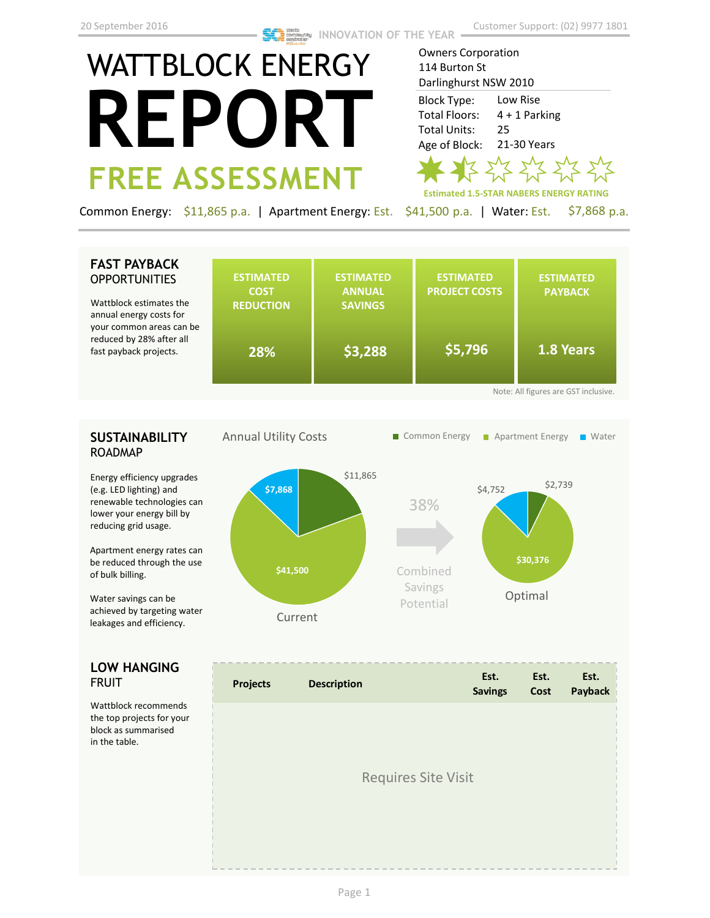20 September 2016

INNOVATION OF THE YEAR

Customer Support: (02) 9977 1801

# WATTBLOCK ENERGY REPORT

## FREE ASSESSMENT

Owners Corporation
114 Burton St
Darlinghurst NSW 2010

| | |
|---|---|
| Block Type: | Low Rise |
| Total Floors: | 4 + 1 Parking |
| Total Units: | 25 |
| Age of Block: | 21-30 Years |

**Estimated 1.5-STAR NABERS ENERGY RATING**

Common Energy: $11,865 p.a. | Apartment Energy: Est. $41,500 p.a. | Water: Est. $7,868 p.a.

## FAST PAYBACK OPPORTUNITIES

Wattblock estimates the annual energy costs for your common areas can be reduced by 28% after all fast payback projects.

| ESTIMATED COST REDUCTION | ESTIMATED ANNUAL SAVINGS | ESTIMATED PROJECT COSTS | ESTIMATED PAYBACK |
|---|---|---|---|
| 28% | $3,288 | $5,796 | 1.8 Years |

Note: All figures are GST inclusive.

## SUSTAINABILITY ROADMAP

Energy efficiency upgrades (e.g. LED lighting) and renewable technologies can lower your energy bill by reducing grid usage.

Apartment energy rates can be reduced through the use of bulk billing.

Water savings can be achieved by targeting water leakages and efficiency.

Annual Utility Costs

Common Energy | Apartment Energy | Water

Current: $11,865 | $41,500 | $7,868

38% Combined Savings Potential

Optimal: $2,739 | $30,376 | $4,752

## LOW HANGING FRUIT

Wattblock recommends the top projects for your block as summarised in the table.

| Projects | Description | Est. Savings | Est. Cost | Est. Payback |
|---|---|---|---|---|
| Requires Site Visit | | | | |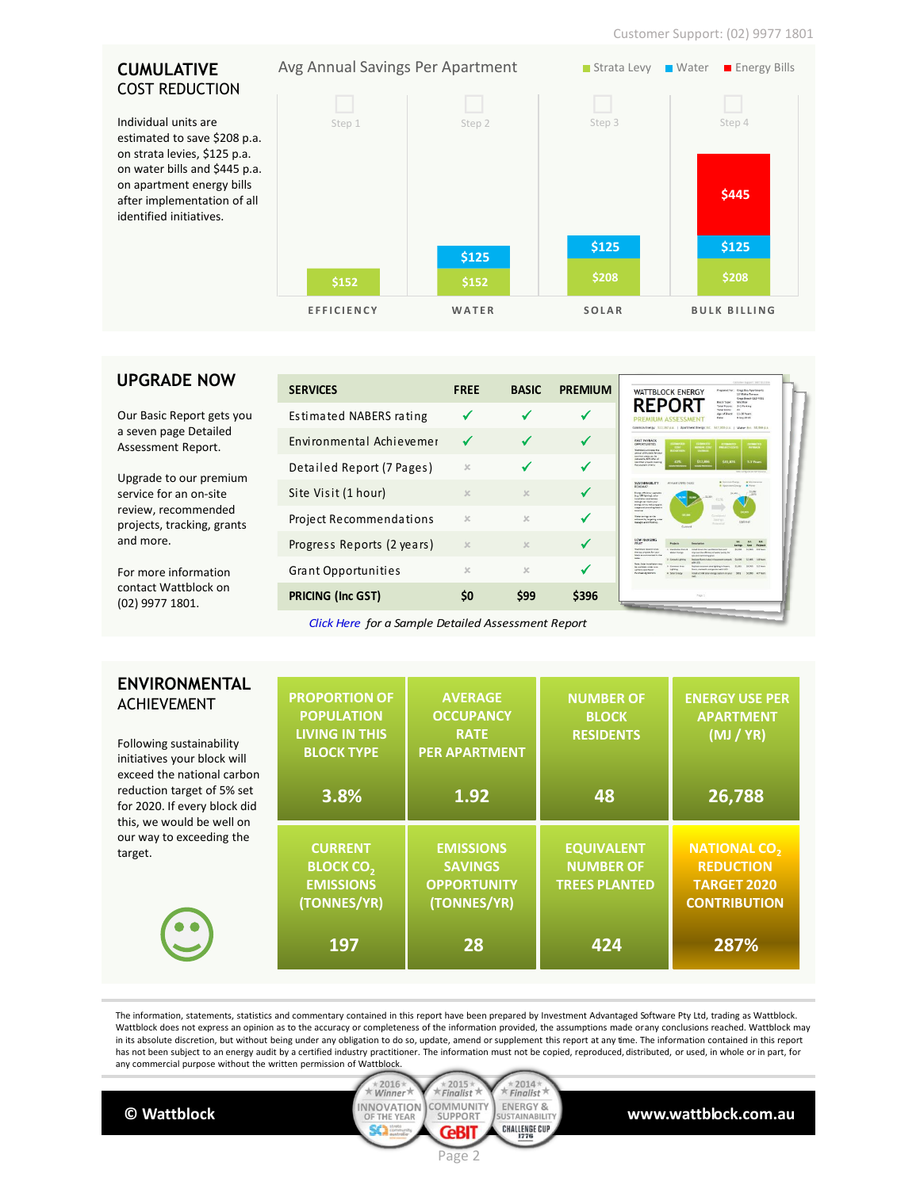## CUMULATIVE COST REDUCTION

Individual units are estimated to save $208 p.a. on strata levies, $125 p.a. on water bills and $445 p.a. on apartment energy bills after implementation of all identified initiatives.

Avg Annual Savings Per Apartment

Strata Levy Water Energy Bills

Step 1 Step 2 Step 3 Step 4

$152

$125
$152

$125
$208

$445
$125
$208

EFFICIENCY WATER SOLAR BULK BILLING

## UPGRADE NOW

Our Basic Report gets you a seven page Detailed Assessment Report.

Upgrade to our premium service for an on-site review, recommended projects, tracking, grants and more.

For more information contact Wattblock on (02) 9977 1801.

| SERVICES | FREE | BASIC | PREMIUM |
|---|---|---|---|
| Estimated NABERS rating | ✓ | ✓ | ✓ |
| Environmental Achievemer | ✓ | ✓ | ✓ |
| Detailed Report (7 Pages) | × | ✓ | ✓ |
| Site Visit (1 hour) | × | × | ✓ |
| Project Recommendations | × | × | ✓ |
| Progress Reports (2 years) | × | × | ✓ |
| Grant Opportunities | × | × | ✓ |
| PRICING (Inc GST) | $0 | $99 | $396 |

*Click Here for a Sample Detailed Assessment Report*

## ENVIRONMENTAL ACHIEVEMENT

Following sustainability initiatives your block will exceed the national carbon reduction target of 5% set for 2020. If every block did this, we would be well on our way to exceeding the target.

| PROPORTION OF POPULATION LIVING IN THIS BLOCK TYPE | AVERAGE OCCUPANCY RATE PER APARTMENT | NUMBER OF BLOCK RESIDENTS | ENERGY USE PER APARTMENT (MJ / YR) |
|---|---|---|---|
| 3.8% | 1.92 | 48 | 26,788 |
| **CURRENT BLOCK $CO_2$ EMISSIONS (TONNES/YR)** | **EMISSIONS SAVINGS OPPORTUNITY (TONNES/YR)** | **EQUIVALENT NUMBER OF TREES PLANTED** | **NATIONAL $CO_2$ REDUCTION TARGET 2020 CONTRIBUTION** |
| 197 | 28 | 424 | 287% |

The information, statements, statistics and commentary contained in this report have been prepared by Investment Advantaged Software Pty Ltd, trading as Wattblock. Wattblock does not express an opinion as to the accuracy or completeness of the information provided, the assumptions made orany conclusions reached. Wattblock may in its absolute discretion, but without being under any obligation to do so, update, amend or supplement this report at any time. The information contained in this report has not been subject to an energy audit by a certified industry practitioner. The information must not be copied, reproduced, distributed, or used, in whole or in part, for any commercial purpose without the written permission of Wattblock.

© Wattblock

2016 Winner INNOVATION OF THE YEAR | 2015 Finalist COMMUNITY SUPPORT CeBIT | 2014 Finalist ENERGY & SUSTAINABILITY CHALLENGE CUP

www.wattblock.com.au